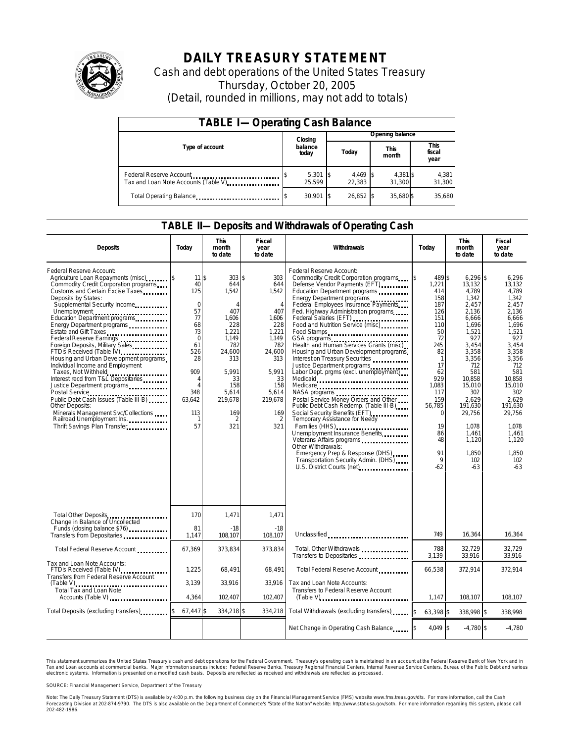# DAILY TREASURY STATEMENT

Cash and debt operations of the United States Treasury

Thursday, October 20, 2005

(Detail, rounded in millions, may not add to totals)

## TABLE I—Operating Cash Balance

| Type of account | Closing balance today | Opening balance Today | Opening balance This month | Opening balance This fiscal year |
|---|---|---|---|---|
| Federal Reserve Account | $ 5,301 | $ 4,469 | $ 4,381 | $ 4,381 |
| Tax and Loan Note Accounts (Table V) | 25,599 | 22,383 | 31,300 | 31,300 |
| Total Operating Balance | $ 30,901 | $ 26,852 | $ 35,680 | $ 35,680 |

## TABLE II—Deposits and Withdrawals of Operating Cash

| Deposits | Today | This month to date | Fiscal year to date |
|---|---|---|---|
| Federal Reserve Account: | | | |
| Agriculture Loan Repayments (misc) | $ 11 | $ 303 | $ 303 |
| Commodity Credit Corporation programs | 40 | 644 | 644 |
| Customs and Certain Excise Taxes | 125 | 1,542 | 1,542 |
| Deposits by States: | | | |
| Supplemental Security Income | 0 | 4 | 4 |
| Unemployment | 57 | 407 | 407 |
| Education Department programs | 77 | 1,606 | 1,606 |
| Energy Department programs | 68 | 228 | 228 |
| Estate and Gift Taxes | 73 | 1,221 | 1,221 |
| Federal Reserve Earnings | 0 | 1,149 | 1,149 |
| Foreign Deposits, Military Sales | 61 | 782 | 782 |
| FTD's Received (Table IV) | 526 | 24,600 | 24,600 |
| Housing and Urban Development programs | 28 | 313 | 313 |
| Individual Income and Employment Taxes, Not Withheld | 909 | 5,991 | 5,991 |
| Interest recd from T&L Depositaries | 4 | 33 | 33 |
| Justice Department programs | 4 | 158 | 158 |
| Postal Service | 348 | 5,614 | 5,614 |
| Public Debt Cash Issues (Table III-B) | 63,642 | 219,678 | 219,678 |
| Other Deposits: | | | |
| Minerals Management Svc/Collections | 113 | 169 | 169 |
| Railroad Unemployment Ins. | 1 | 2 | 2 |
| Thrift Savings Plan Transfer | 57 | 321 | 321 |
| Total Other Deposits | 170 | 1,471 | 1,471 |
| Change in Balance of Uncollected Funds (closing balance $76) | 81 | -18 | -18 |
| Transfers from Depositaries | 1,147 | 108,107 | 108,107 |
| Total Federal Reserve Account | 67,369 | 373,834 | 373,834 |
| Tax and Loan Note Accounts: | | | |
| FTD's Received (Table IV) | 1,225 | 68,491 | 68,491 |
| Transfers from Federal Reserve Account (Table V) | 3,139 | 33,916 | 33,916 |
| Total Tax and Loan Note Accounts (Table V) | 4,364 | 102,407 | 102,407 |
| Total Deposits (excluding transfers) | $ 67,447 | $ 334,218 | $ 334,218 |

| Withdrawals | Today | This month to date | Fiscal year to date |
|---|---|---|---|
| Federal Reserve Account: | | | |
| Commodity Credit Corporation programs | $ 489 | $ 6,296 | $ 6,296 |
| Defense Vendor Payments (EFT) | 1,221 | 13,132 | 13,132 |
| Education Department programs | 414 | 4,789 | 4,789 |
| Energy Department programs | 158 | 1,342 | 1,342 |
| Federal Employees Insurance Payments | 187 | 2,457 | 2,457 |
| Fed. Highway Administration programs | 126 | 2,136 | 2,136 |
| Federal Salaries (EFT) | 151 | 6,666 | 6,666 |
| Food and Nutrition Service (misc) | 110 | 1,696 | 1,696 |
| Food Stamps | 50 | 1,521 | 1,521 |
| GSA programs | 72 | 927 | 927 |
| Health and Human Services Grants (misc) | 245 | 3,454 | 3,454 |
| Housing and Urban Development programs | 82 | 3,358 | 3,358 |
| Interest on Treasury Securities | 1 | 3,356 | 3,356 |
| Justice Department programs | 17 | 712 | 712 |
| Labor Dept. prgms (excl. unemployment) | 62 | 581 | 581 |
| Medicaid | 929 | 10,858 | 10,858 |
| Medicare | 1,083 | 15,010 | 15,010 |
| NASA programs | 117 | 302 | 302 |
| Postal Service Money Orders and Other | 159 | 2,629 | 2,629 |
| Public Debt Cash Redemp. (Table III-B) | 56,785 | 191,630 | 191,630 |
| Social Security Benefits (EFT) | 0 | 29,756 | 29,756 |
| Temporary Assistance for Needy Families (HHS) | 19 | 1,078 | 1,078 |
| Unemployment Insurance Benefits | 86 | 1,461 | 1,461 |
| Veterans Affairs programs | 48 | 1,120 | 1,120 |
| Other Withdrawals: | | | |
| Emergency Prep & Response (DHS) | 91 | 1,850 | 1,850 |
| Transportation Security Admin. (DHS) | 9 | 102 | 102 |
| U.S. District Courts (net) | -62 | -63 | -63 |
| Unclassified | 749 | 16,364 | 16,364 |
| Total, Other Withdrawals | 788 | 32,729 | 32,729 |
| Transfers to Depositaries | 3,139 | 33,916 | 33,916 |
| Total Federal Reserve Account | 66,538 | 372,914 | 372,914 |
| Tax and Loan Note Accounts: | | | |
| Transfers to Federal Reserve Account (Table V) | 1,147 | 108,107 | 108,107 |
| Total Withdrawals (excluding transfers) | $ 63,398 | $ 338,998 | $ 338,998 |
| Net Change in Operating Cash Balance | $ 4,049 | $ -4,780 | $ -4,780 |

This statement summarizes the United States Treasury's cash and debt operations for the Federal Government. Treasury's operating cash is maintained in an account at the Federal Reserve Bank of New York and in Tax and Loan accounts at commercial banks. Major information sources include: Federal Reserve Banks, Treasury Regional Financial Centers, Internal Revenue Service Centers, Bureau of the Public Debt and various electronic systems. Information is presented on a modified cash basis. Deposits are reflected as received and withdrawals are reflected as processed.

SOURCE: Financial Management Service, Department of the Treasury

Note: The Daily Treasury Statement (DTS) is available by 4:00 p.m. the following business day on the Financial Management Service (FMS) website www.fms.treas.gov/dts. For more information, call the Cash Forecasting Division at 202-874-9790. The DTS is also available on the Department of Commerce's "State of the Nation" website: http://www.stat-usa.gov/sotn. For more information regarding this system, please call 202-482-1986.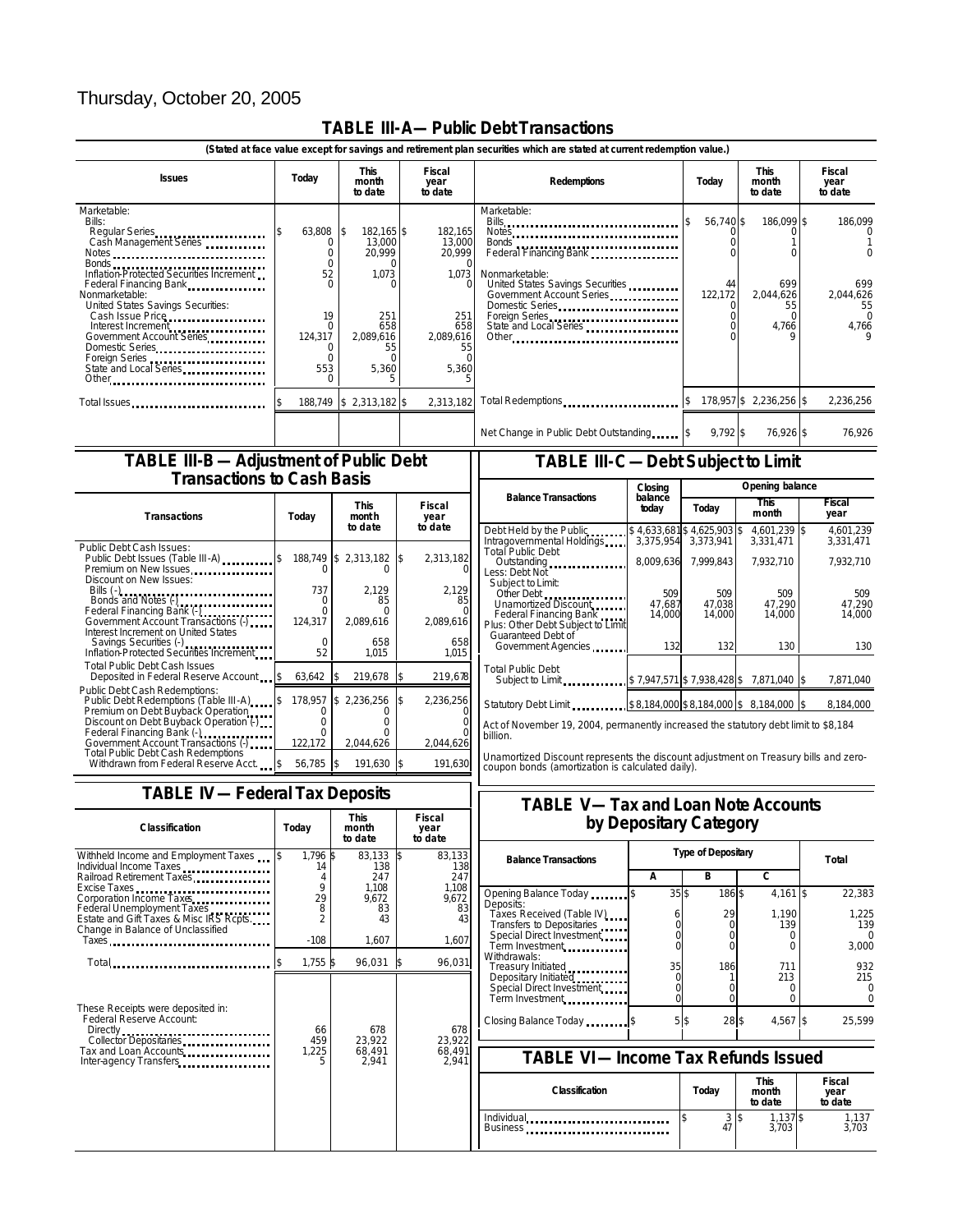Thursday, October 20, 2005

## TABLE III-A — Public Debt Transactions

(Stated at face value except for savings and retirement plan securities which are stated at current redemption value.)

| Issues | Today | This month to date | Fiscal year to date |
|---|---|---|---|
| Marketable: | | | |
| Bills: | | | |
| Regular Series | $ 63,808 | $ 182,165 | $ 182,165 |
| Cash Management Series | 0 | 13,000 | 13,000 |
| Notes | 0 | 20,999 | 20,999 |
| Bonds | 0 | 0 | 0 |
| Inflation-Protected Securities Increment | 52 | 1,073 | 1,073 |
| Federal Financing Bank | 0 | 0 | 0 |
| Nonmarketable: | | | |
| United States Savings Securities: | | | |
| Cash Issue Price | 19 | 251 | 251 |
| Interest Increment | 0 | 658 | 658 |
| Government Account Series | 124,317 | 2,089,616 | 2,089,616 |
| Domestic Series | 0 | 55 | 55 |
| Foreign Series | 0 | 0 | 0 |
| State and Local Series | 553 | 5,360 | 5,360 |
| Other | 0 | 5 | 5 |
| Total Issues | $ 188,749 | $ 2,313,182 | $ 2,313,182 |

| Redemptions | Today | This month to date | Fiscal year to date |
|---|---|---|---|
| Marketable: | | | |
| Bills | $ 56,740 | $ 186,099 | $ 186,099 |
| Notes | 0 | 0 | 0 |
| Bonds | 0 | 1 | 1 |
| Federal Financing Bank | 0 | 0 | 0 |
| Nonmarketable: | | | |
| United States Savings Securities | 44 | 699 | 699 |
| Government Account Series | 122,172 | 2,044,626 | 2,044,626 |
| Domestic Series | 0 | 55 | 55 |
| Foreign Series | 0 | 0 | 0 |
| State and Local Series | 0 | 4,766 | 4,766 |
| Other | 0 | 9 | 9 |
| Total Redemptions | $ 178,957 | $ 2,236,256 | $ 2,236,256 |
| Net Change in Public Debt Outstanding | $ 9,792 | $ 76,926 | $ 76,926 |

## TABLE III-B — Adjustment of Public Debt Transactions to Cash Basis

| Transactions | Today | This month to date | Fiscal year to date |
|---|---|---|---|
| Public Debt Cash Issues: | | | |
| Public Debt Issues (Table III-A) | $ 188,749 | $ 2,313,182 | $ 2,313,182 |
| Premium on New Issues | 0 | 0 | 0 |
| Discount on New Issues: | | | |
| Bills (-) | 737 | 2,129 | 2,129 |
| Bonds and Notes (-) | 0 | 85 | 85 |
| Federal Financing Bank (-) | 0 | 0 | 0 |
| Government Account Transactions (-) | 124,317 | 2,089,616 | 2,089,616 |
| Interest Increment on United States Savings Securities (-) | 0 | 658 | 658 |
| Inflation-Protected Securities Increment | 52 | 1,015 | 1,015 |
| Total Public Debt Cash Issues Deposited in Federal Reserve Account | $ 63,642 | $ 219,678 | $ 219,678 |
| Public Debt Cash Redemptions: | | | |
| Public Debt Redemptions (Table III-A) | $ 178,957 | $ 2,236,256 | $ 2,236,256 |
| Premium on Debt Buyback Operation | 0 | 0 | 0 |
| Discount on Debt Buyback Operation (-) | 0 | 0 | 0 |
| Federal Financing Bank (-) | 0 | 0 | 0 |
| Government Account Transactions (-) | 122,172 | 2,044,626 | 2,044,626 |
| Total Public Debt Cash Redemptions Withdrawn from Federal Reserve Acct. | $ 56,785 | $ 191,630 | $ 191,630 |

## TABLE III-C — Debt Subject to Limit

| Balance Transactions | Closing balance today | Opening balance Today | Opening balance This month | Opening balance Fiscal year |
|---|---|---|---|---|
| Debt Held by the Public | $ 4,633,681 | $ 4,625,903 | $ 4,601,239 | $ 4,601,239 |
| Intragovernmental Holdings | 3,375,954 | 3,373,941 | 3,331,471 | 3,331,471 |
| Total Public Debt Outstanding | 8,009,636 | 7,999,843 | 7,932,710 | 7,932,710 |
| Less: Debt Not Subject to Limit: | | | | |
| Other Debt | 509 | 509 | 509 | 509 |
| Unamortized Discount | 47,687 | 47,038 | 47,290 | 47,290 |
| Federal Financing Bank | 14,000 | 14,000 | 14,000 | 14,000 |
| Plus: Other Debt Subject to Limit | | | | |
| Guaranteed Debt of Government Agencies | 132 | 132 | 130 | 130 |
| Total Public Debt Subject to Limit | $ 7,947,571 | $ 7,938,428 | $ 7,871,040 | $ 7,871,040 |
| Statutory Debt Limit | $ 8,184,000 | $ 8,184,000 | $ 8,184,000 | $ 8,184,000 |

Act of November 19, 2004, permanently increased the statutory debt limit to $8,184 billion.

Unamortized Discount represents the discount adjustment on Treasury bills and zero-coupon bonds (amortization is calculated daily).

## TABLE IV — Federal Tax Deposits

| Classification | Today | This month to date | Fiscal year to date |
|---|---|---|---|
| Withheld Income and Employment Taxes | $ 1,796 | $ 83,133 | $ 83,133 |
| Individual Income Taxes | 14 | 138 | 138 |
| Railroad Retirement Taxes | 4 | 247 | 247 |
| Excise Taxes | 9 | 1,108 | 1,108 |
| Corporation Income Taxes | 29 | 9,672 | 9,672 |
| Federal Unemployment Taxes | 8 | 83 | 83 |
| Estate and Gift Taxes & Misc IRS Rcpts. | 2 | 43 | 43 |
| Change in Balance of Unclassified Taxes | -108 | 1,607 | 1,607 |
| Total | $ 1,755 | $ 96,031 | $ 96,031 |
| These Receipts were deposited in: | | | |
| Federal Reserve Account: | | | |
| Directly | 66 | 678 | 678 |
| Collector Depositaries | 459 | 23,922 | 23,922 |
| Tax and Loan Accounts | 1,225 | 68,491 | 68,491 |
| Inter-agency Transfers | 5 | 2,941 | 2,941 |

## TABLE V — Tax and Loan Note Accounts by Depositary Category

| Balance Transactions | Type of Depositary A | Type of Depositary B | Type of Depositary C | Total |
|---|---|---|---|---|
| Opening Balance Today | $ 35 | $ 186 | $ 4,161 | $ 22,383 |
| Deposits: | | | | |
| Taxes Received (Table IV) | 6 | 29 | 1,190 | 1,225 |
| Transfers to Depositaries | 0 | 0 | 139 | 139 |
| Special Direct Investment | 0 | 0 | 0 | 0 |
| Term Investment | 0 | 0 | 0 | 3,000 |
| Withdrawals: | | | | |
| Treasury Initiated | 35 | 186 | 711 | 932 |
| Depositary Initiated | 0 | 1 | 213 | 215 |
| Special Direct Investment | 0 | 0 | 0 | 0 |
| Term Investment | 0 | 0 | 0 | 0 |
| Closing Balance Today | $ 5 | $ 28 | $ 4,567 | $ 25,599 |

## TABLE VI — Income Tax Refunds Issued

| Classification | Today | This month to date | Fiscal year to date |
|---|---|---|---|
| Individual | $ 3 | $ 1,137 | $ 1,137 |
| Business | 47 | 3,703 | 3,703 |